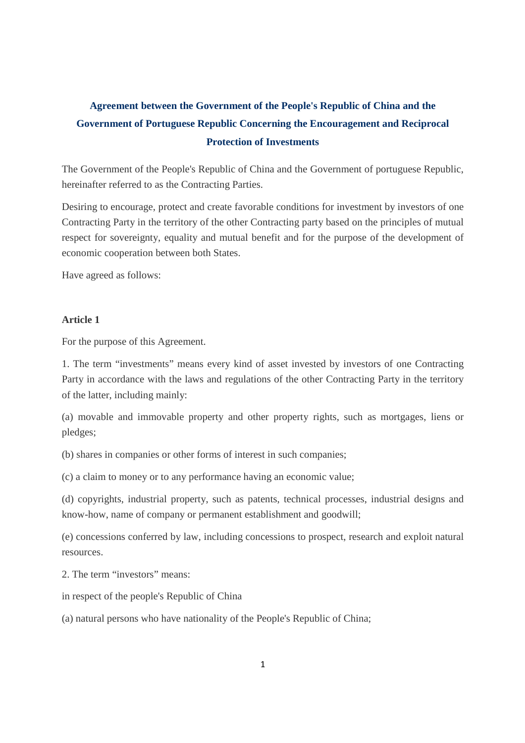# Agreement between the Government of the People's Republic of China and the Government of Portuguese Republic Concerning the Encouragement and Reciprocal Protection of Investments

The Government of the People's Republic of China and the Government of portuguese Republic, hereinafter referred to as the Contracting Parties.

Desiring to encourage, protect and create favorable conditions for investment by investors of one Contracting Party in the territory of the other Contracting party based on the principles of mutual respect for sovereignty, equality and mutual benefit and for the purpose of the development of economic cooperation between both States.

Have agreed as follows:

**Article 1**

For the purpose of this Agreement.

1. The term "investments" means every kind of asset invested by investors of one Contracting Party in accordance with the laws and regulations of the other Contracting Party in the territory of the latter, including mainly:

(a) movable and immovable property and other property rights, such as mortgages, liens or pledges;

(b) shares in companies or other forms of interest in such companies;

(c) a claim to money or to any performance having an economic value;

(d) copyrights, industrial property, such as patents, technical processes, industrial designs and know-how, name of company or permanent establishment and goodwill;

(e) concessions conferred by law, including concessions to prospect, research and exploit natural resources.

2. The term "investors" means:

in respect of the people's Republic of China

(a) natural persons who have nationality of the People's Republic of China;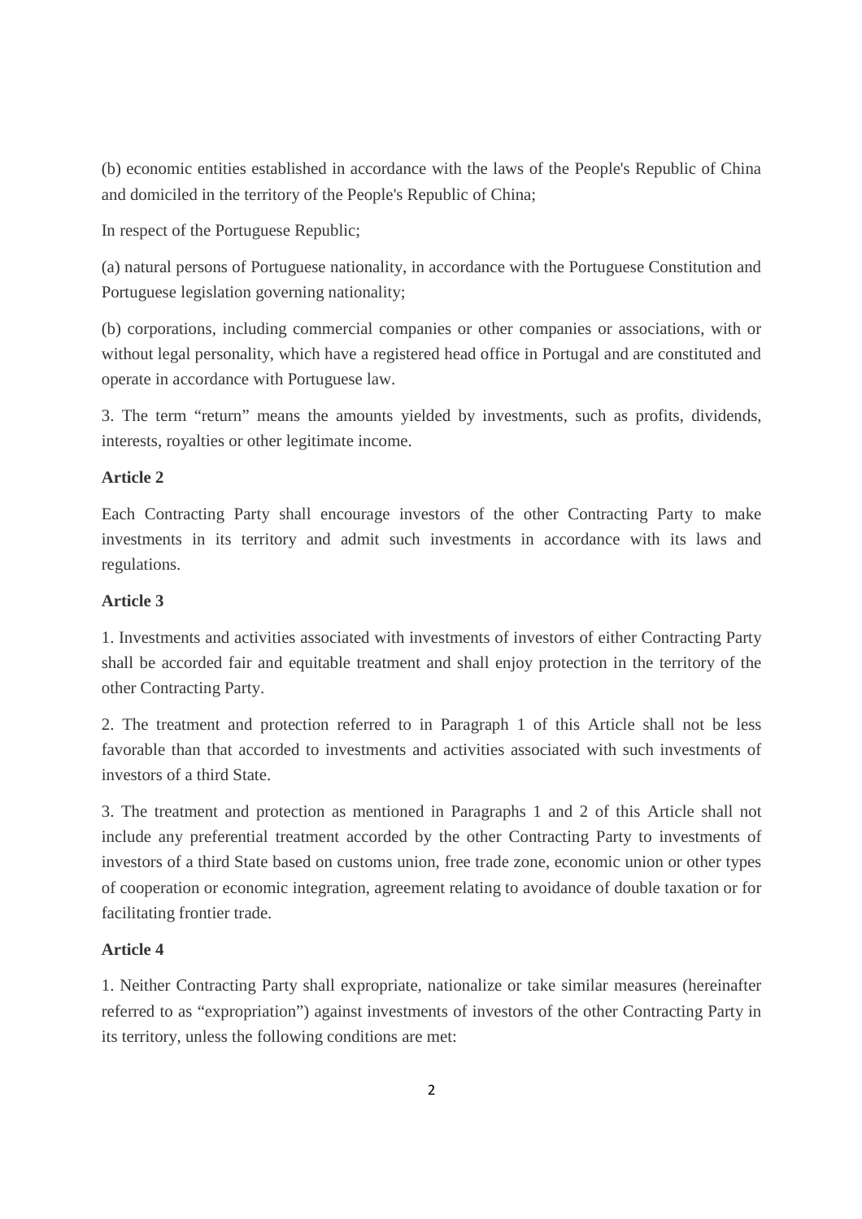(b) economic entities established in accordance with the laws of the People's Republic of China and domiciled in the territory of the People's Republic of China;

In respect of the Portuguese Republic;

(a) natural persons of Portuguese nationality, in accordance with the Portuguese Constitution and Portuguese legislation governing nationality;

(b) corporations, including commercial companies or other companies or associations, with or without legal personality, which have a registered head office in Portugal and are constituted and operate in accordance with Portuguese law.

3. The term "return" means the amounts yielded by investments, such as profits, dividends, interests, royalties or other legitimate income.

**Article 2**

Each Contracting Party shall encourage investors of the other Contracting Party to make investments in its territory and admit such investments in accordance with its laws and regulations.

**Article 3**

1. Investments and activities associated with investments of investors of either Contracting Party shall be accorded fair and equitable treatment and shall enjoy protection in the territory of the other Contracting Party.

2. The treatment and protection referred to in Paragraph 1 of this Article shall not be less favorable than that accorded to investments and activities associated with such investments of investors of a third State.

3. The treatment and protection as mentioned in Paragraphs 1 and 2 of this Article shall not include any preferential treatment accorded by the other Contracting Party to investments of investors of a third State based on customs union, free trade zone, economic union or other types of cooperation or economic integration, agreement relating to avoidance of double taxation or for facilitating frontier trade.

**Article 4**

1. Neither Contracting Party shall expropriate, nationalize or take similar measures (hereinafter referred to as "expropriation") against investments of investors of the other Contracting Party in its territory, unless the following conditions are met: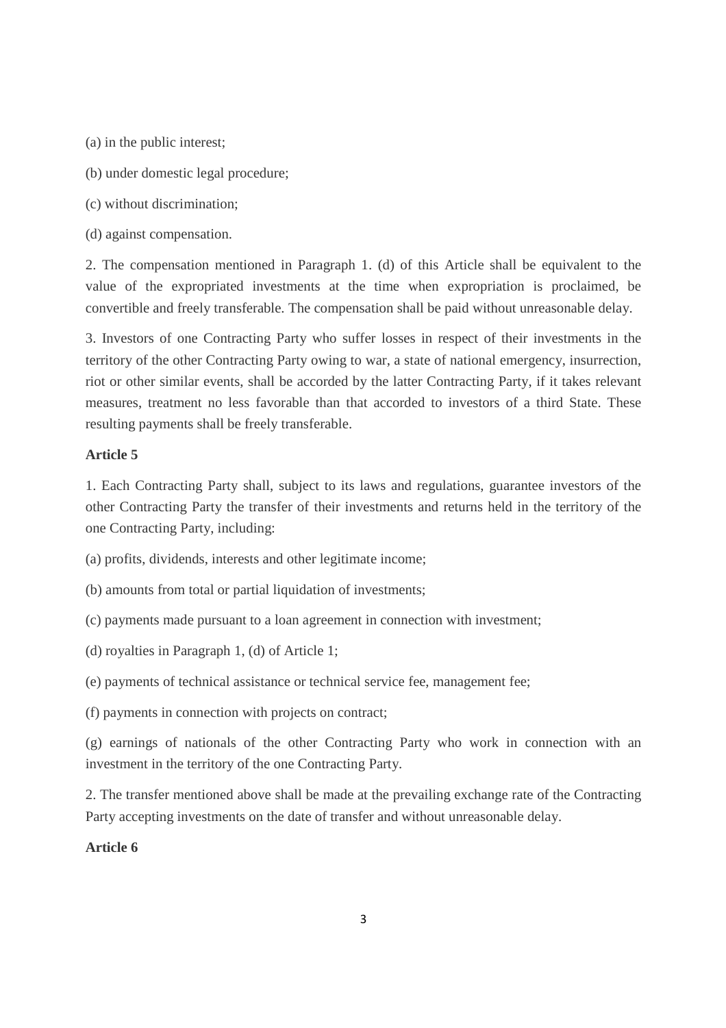(a) in the public interest;

(b) under domestic legal procedure;

(c) without discrimination;

(d) against compensation.

2. The compensation mentioned in Paragraph 1. (d) of this Article shall be equivalent to the value of the expropriated investments at the time when expropriation is proclaimed, be convertible and freely transferable. The compensation shall be paid without unreasonable delay.

3. Investors of one Contracting Party who suffer losses in respect of their investments in the territory of the other Contracting Party owing to war, a state of national emergency, insurrection, riot or other similar events, shall be accorded by the latter Contracting Party, if it takes relevant measures, treatment no less favorable than that accorded to investors of a third State. These resulting payments shall be freely transferable.

**Article 5**

1. Each Contracting Party shall, subject to its laws and regulations, guarantee investors of the other Contracting Party the transfer of their investments and returns held in the territory of the one Contracting Party, including:

(a) profits, dividends, interests and other legitimate income;

(b) amounts from total or partial liquidation of investments;

(c) payments made pursuant to a loan agreement in connection with investment;

(d) royalties in Paragraph 1, (d) of Article 1;

(e) payments of technical assistance or technical service fee, management fee;

(f) payments in connection with projects on contract;

(g) earnings of nationals of the other Contracting Party who work in connection with an investment in the territory of the one Contracting Party.

2. The transfer mentioned above shall be made at the prevailing exchange rate of the Contracting Party accepting investments on the date of transfer and without unreasonable delay.

**Article 6**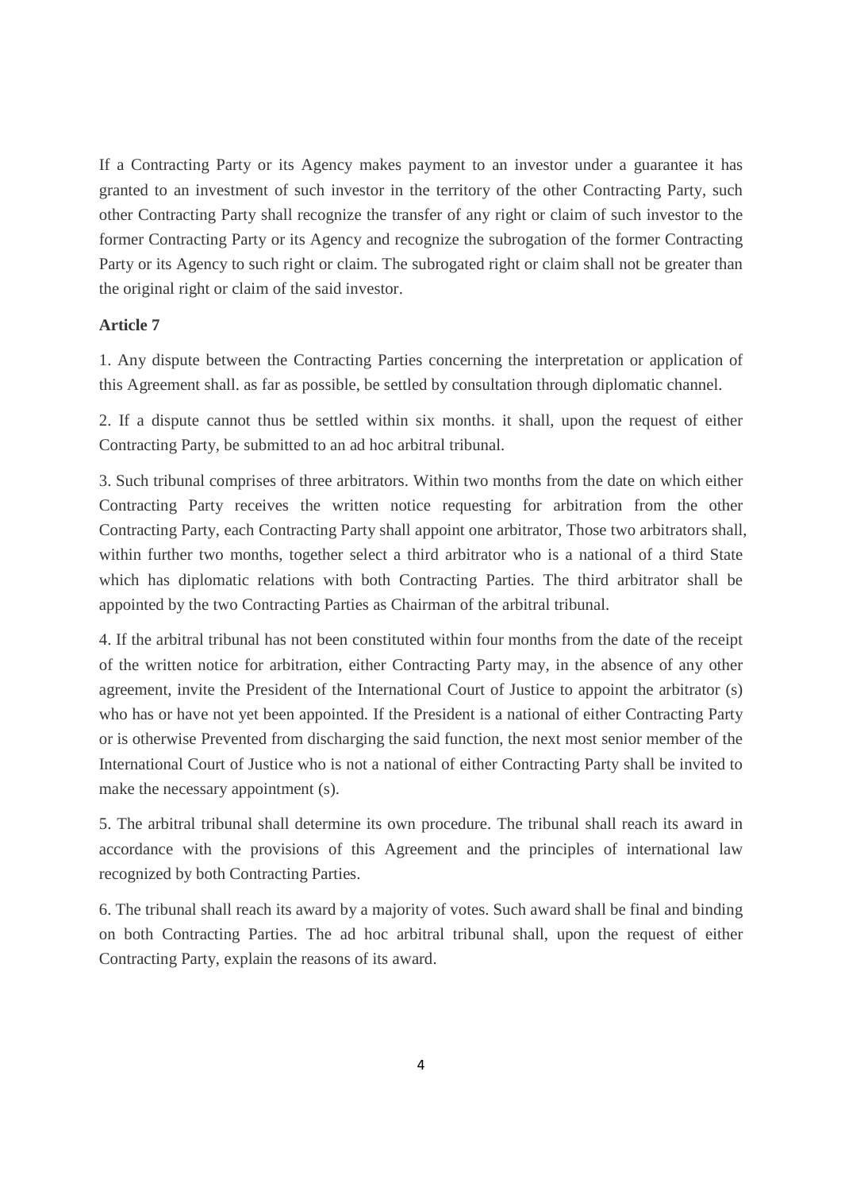If a Contracting Party or its Agency makes payment to an investor under a guarantee it has granted to an investment of such investor in the territory of the other Contracting Party, such other Contracting Party shall recognize the transfer of any right or claim of such investor to the former Contracting Party or its Agency and recognize the subrogation of the former Contracting Party or its Agency to such right or claim. The subrogated right or claim shall not be greater than the original right or claim of the said investor.

**Article 7**

1. Any dispute between the Contracting Parties concerning the interpretation or application of this Agreement shall. as far as possible, be settled by consultation through diplomatic channel.

2. If a dispute cannot thus be settled within six months. it shall, upon the request of either Contracting Party, be submitted to an ad hoc arbitral tribunal.

3. Such tribunal comprises of three arbitrators. Within two months from the date on which either Contracting Party receives the written notice requesting for arbitration from the other Contracting Party, each Contracting Party shall appoint one arbitrator, Those two arbitrators shall, within further two months, together select a third arbitrator who is a national of a third State which has diplomatic relations with both Contracting Parties. The third arbitrator shall be appointed by the two Contracting Parties as Chairman of the arbitral tribunal.

4. If the arbitral tribunal has not been constituted within four months from the date of the receipt of the written notice for arbitration, either Contracting Party may, in the absence of any other agreement, invite the President of the International Court of Justice to appoint the arbitrator (s) who has or have not yet been appointed. If the President is a national of either Contracting Party or is otherwise Prevented from discharging the said function, the next most senior member of the International Court of Justice who is not a national of either Contracting Party shall be invited to make the necessary appointment (s).

5. The arbitral tribunal shall determine its own procedure. The tribunal shall reach its award in accordance with the provisions of this Agreement and the principles of international law recognized by both Contracting Parties.

6. The tribunal shall reach its award by a majority of votes. Such award shall be final and binding on both Contracting Parties. The ad hoc arbitral tribunal shall, upon the request of either Contracting Party, explain the reasons of its award.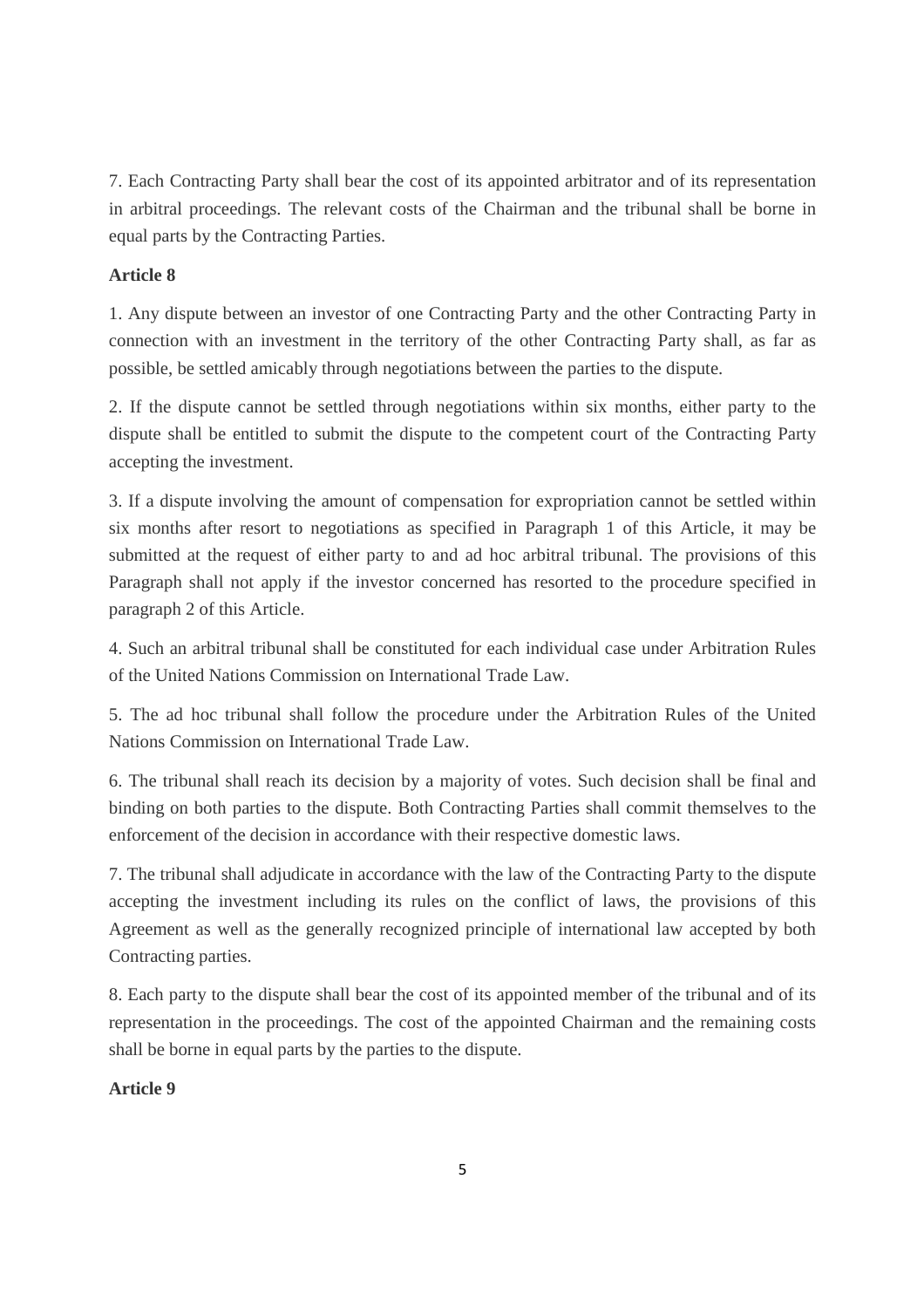7. Each Contracting Party shall bear the cost of its appointed arbitrator and of its representation in arbitral proceedings. The relevant costs of the Chairman and the tribunal shall be borne in equal parts by the Contracting Parties.

**Article 8**

1. Any dispute between an investor of one Contracting Party and the other Contracting Party in connection with an investment in the territory of the other Contracting Party shall, as far as possible, be settled amicably through negotiations between the parties to the dispute.

2. If the dispute cannot be settled through negotiations within six months, either party to the dispute shall be entitled to submit the dispute to the competent court of the Contracting Party accepting the investment.

3. If a dispute involving the amount of compensation for expropriation cannot be settled within six months after resort to negotiations as specified in Paragraph 1 of this Article, it may be submitted at the request of either party to and ad hoc arbitral tribunal. The provisions of this Paragraph shall not apply if the investor concerned has resorted to the procedure specified in paragraph 2 of this Article.

4. Such an arbitral tribunal shall be constituted for each individual case under Arbitration Rules of the United Nations Commission on International Trade Law.

5. The ad hoc tribunal shall follow the procedure under the Arbitration Rules of the United Nations Commission on International Trade Law.

6. The tribunal shall reach its decision by a majority of votes. Such decision shall be final and binding on both parties to the dispute. Both Contracting Parties shall commit themselves to the enforcement of the decision in accordance with their respective domestic laws.

7. The tribunal shall adjudicate in accordance with the law of the Contracting Party to the dispute accepting the investment including its rules on the conflict of laws, the provisions of this Agreement as well as the generally recognized principle of international law accepted by both Contracting parties.

8. Each party to the dispute shall bear the cost of its appointed member of the tribunal and of its representation in the proceedings. The cost of the appointed Chairman and the remaining costs shall be borne in equal parts by the parties to the dispute.

**Article 9**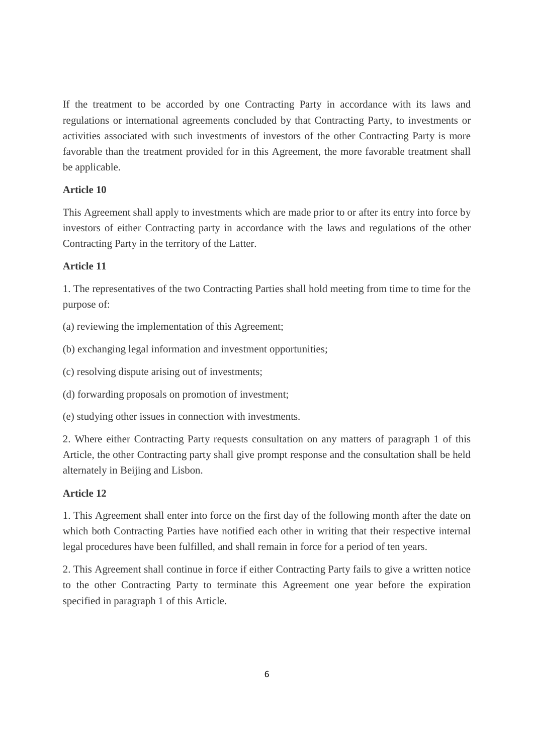If the treatment to be accorded by one Contracting Party in accordance with its laws and regulations or international agreements concluded by that Contracting Party, to investments or activities associated with such investments of investors of the other Contracting Party is more favorable than the treatment provided for in this Agreement, the more favorable treatment shall be applicable.

**Article 10**

This Agreement shall apply to investments which are made prior to or after its entry into force by investors of either Contracting party in accordance with the laws and regulations of the other Contracting Party in the territory of the Latter.

**Article 11**

1. The representatives of the two Contracting Parties shall hold meeting from time to time for the purpose of:

(a) reviewing the implementation of this Agreement;

(b) exchanging legal information and investment opportunities;

(c) resolving dispute arising out of investments;

(d) forwarding proposals on promotion of investment;

(e) studying other issues in connection with investments.

2. Where either Contracting Party requests consultation on any matters of paragraph 1 of this Article, the other Contracting party shall give prompt response and the consultation shall be held alternately in Beijing and Lisbon.

**Article 12**

1. This Agreement shall enter into force on the first day of the following month after the date on which both Contracting Parties have notified each other in writing that their respective internal legal procedures have been fulfilled, and shall remain in force for a period of ten years.

2. This Agreement shall continue in force if either Contracting Party fails to give a written notice to the other Contracting Party to terminate this Agreement one year before the expiration specified in paragraph 1 of this Article.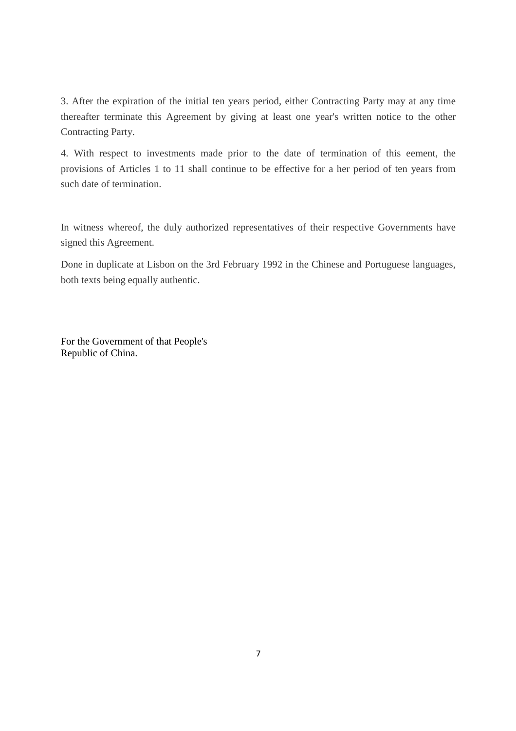3. After the expiration of the initial ten years period, either Contracting Party may at any time thereafter terminate this Agreement by giving at least one year's written notice to the other Contracting Party.

4. With respect to investments made prior to the date of termination of this eement, the provisions of Articles 1 to 11 shall continue to be effective for a her period of ten years from such date of termination.

In witness whereof, the duly authorized representatives of their respective Governments have signed this Agreement.

Done in duplicate at Lisbon on the 3rd February 1992 in the Chinese and Portuguese languages, both texts being equally authentic.

For the Government of that People's
Republic of China.